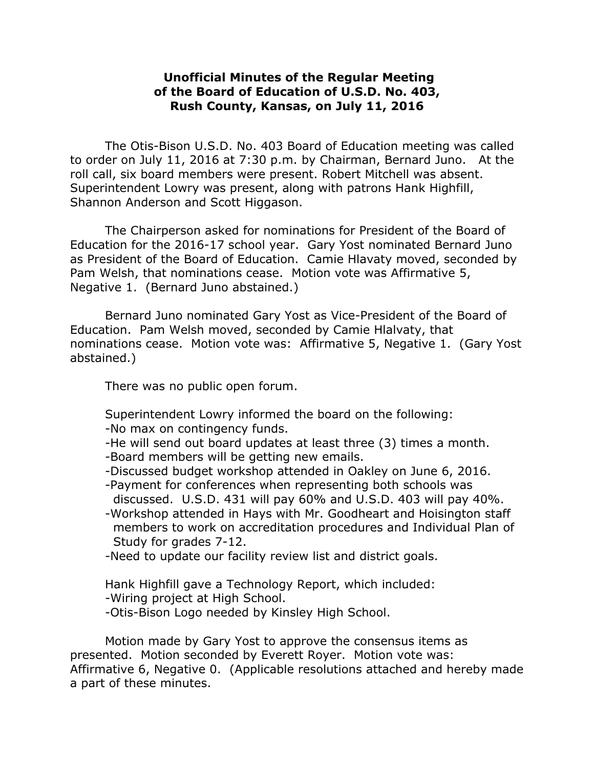# Unofficial Minutes of the Regular Meeting of the Board of Education of U.S.D. No. 403, Rush County, Kansas, on July 11, 2016

The Otis-Bison U.S.D. No. 403 Board of Education meeting was called to order on July 11, 2016 at 7:30 p.m. by Chairman, Bernard Juno. At the roll call, six board members were present. Robert Mitchell was absent. Superintendent Lowry was present, along with patrons Hank Highfill, Shannon Anderson and Scott Higgason.

The Chairperson asked for nominations for President of the Board of Education for the 2016-17 school year. Gary Yost nominated Bernard Juno as President of the Board of Education. Camie Hlavaty moved, seconded by Pam Welsh, that nominations cease. Motion vote was Affirmative 5, Negative 1. (Bernard Juno abstained.)

Bernard Juno nominated Gary Yost as Vice-President of the Board of Education. Pam Welsh moved, seconded by Camie Hlalvaty, that nominations cease. Motion vote was: Affirmative 5, Negative 1. (Gary Yost abstained.)

There was no public open forum.

Superintendent Lowry informed the board on the following:

- No max on contingency funds.
- He will send out board updates at least three (3) times a month.
- Board members will be getting new emails.
- Discussed budget workshop attended in Oakley on June 6, 2016.
- Payment for conferences when representing both schools was discussed. U.S.D. 431 will pay 60% and U.S.D. 403 will pay 40%.
- Workshop attended in Hays with Mr. Goodheart and Hoisington staff members to work on accreditation procedures and Individual Plan of Study for grades 7-12.
- Need to update our facility review list and district goals.

Hank Highfill gave a Technology Report, which included:

- Wiring project at High School.
- Otis-Bison Logo needed by Kinsley High School.

Motion made by Gary Yost to approve the consensus items as presented. Motion seconded by Everett Royer. Motion vote was: Affirmative 6, Negative 0. (Applicable resolutions attached and hereby made a part of these minutes.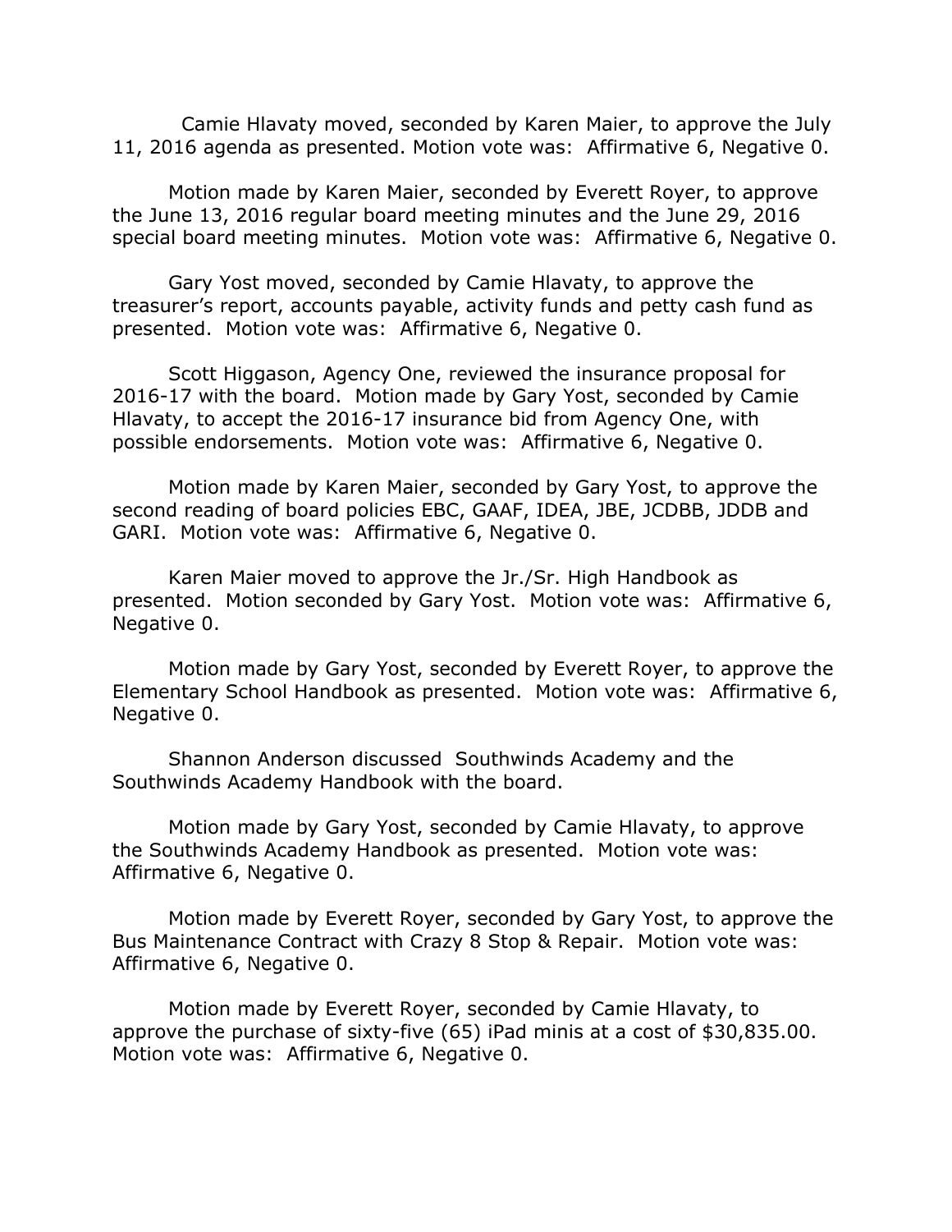Camie Hlavaty moved, seconded by Karen Maier, to approve the July 11, 2016 agenda as presented. Motion vote was: Affirmative 6, Negative 0.

Motion made by Karen Maier, seconded by Everett Royer, to approve the June 13, 2016 regular board meeting minutes and the June 29, 2016 special board meeting minutes. Motion vote was: Affirmative 6, Negative 0.

Gary Yost moved, seconded by Camie Hlavaty, to approve the treasurer's report, accounts payable, activity funds and petty cash fund as presented. Motion vote was: Affirmative 6, Negative 0.

Scott Higgason, Agency One, reviewed the insurance proposal for 2016-17 with the board. Motion made by Gary Yost, seconded by Camie Hlavaty, to accept the 2016-17 insurance bid from Agency One, with possible endorsements. Motion vote was: Affirmative 6, Negative 0.

Motion made by Karen Maier, seconded by Gary Yost, to approve the second reading of board policies EBC, GAAF, IDEA, JBE, JCDBB, JDDB and GARI. Motion vote was: Affirmative 6, Negative 0.

Karen Maier moved to approve the Jr./Sr. High Handbook as presented. Motion seconded by Gary Yost. Motion vote was: Affirmative 6, Negative 0.

Motion made by Gary Yost, seconded by Everett Royer, to approve the Elementary School Handbook as presented. Motion vote was: Affirmative 6, Negative 0.

Shannon Anderson discussed Southwinds Academy and the Southwinds Academy Handbook with the board.

Motion made by Gary Yost, seconded by Camie Hlavaty, to approve the Southwinds Academy Handbook as presented. Motion vote was: Affirmative 6, Negative 0.

Motion made by Everett Royer, seconded by Gary Yost, to approve the Bus Maintenance Contract with Crazy 8 Stop & Repair. Motion vote was: Affirmative 6, Negative 0.

Motion made by Everett Royer, seconded by Camie Hlavaty, to approve the purchase of sixty-five (65) iPad minis at a cost of $30,835.00. Motion vote was: Affirmative 6, Negative 0.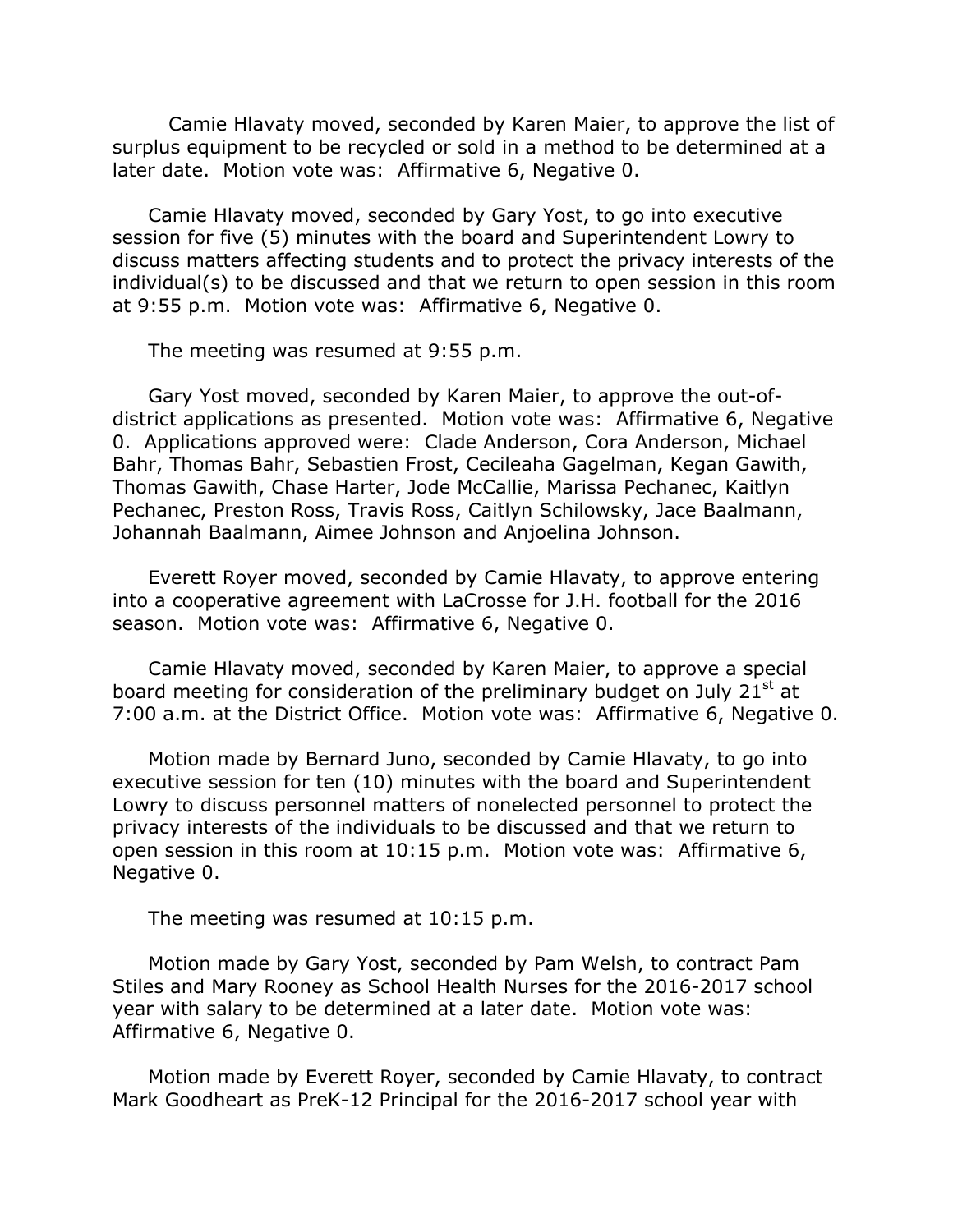Camie Hlavaty moved, seconded by Karen Maier, to approve the list of surplus equipment to be recycled or sold in a method to be determined at a later date. Motion vote was: Affirmative 6, Negative 0.

Camie Hlavaty moved, seconded by Gary Yost, to go into executive session for five (5) minutes with the board and Superintendent Lowry to discuss matters affecting students and to protect the privacy interests of the individual(s) to be discussed and that we return to open session in this room at 9:55 p.m. Motion vote was: Affirmative 6, Negative 0.

The meeting was resumed at 9:55 p.m.

Gary Yost moved, seconded by Karen Maier, to approve the out-of-district applications as presented. Motion vote was: Affirmative 6, Negative 0. Applications approved were: Clade Anderson, Cora Anderson, Michael Bahr, Thomas Bahr, Sebastien Frost, Cecileaha Gagelman, Kegan Gawith, Thomas Gawith, Chase Harter, Jode McCallie, Marissa Pechanec, Kaitlyn Pechanec, Preston Ross, Travis Ross, Caitlyn Schilowsky, Jace Baalmann, Johannah Baalmann, Aimee Johnson and Anjoelina Johnson.

Everett Royer moved, seconded by Camie Hlavaty, to approve entering into a cooperative agreement with LaCrosse for J.H. football for the 2016 season. Motion vote was: Affirmative 6, Negative 0.

Camie Hlavaty moved, seconded by Karen Maier, to approve a special board meeting for consideration of the preliminary budget on July 21st at 7:00 a.m. at the District Office. Motion vote was: Affirmative 6, Negative 0.

Motion made by Bernard Juno, seconded by Camie Hlavaty, to go into executive session for ten (10) minutes with the board and Superintendent Lowry to discuss personnel matters of nonelected personnel to protect the privacy interests of the individuals to be discussed and that we return to open session in this room at 10:15 p.m. Motion vote was: Affirmative 6, Negative 0.

The meeting was resumed at 10:15 p.m.

Motion made by Gary Yost, seconded by Pam Welsh, to contract Pam Stiles and Mary Rooney as School Health Nurses for the 2016-2017 school year with salary to be determined at a later date. Motion vote was: Affirmative 6, Negative 0.

Motion made by Everett Royer, seconded by Camie Hlavaty, to contract Mark Goodheart as PreK-12 Principal for the 2016-2017 school year with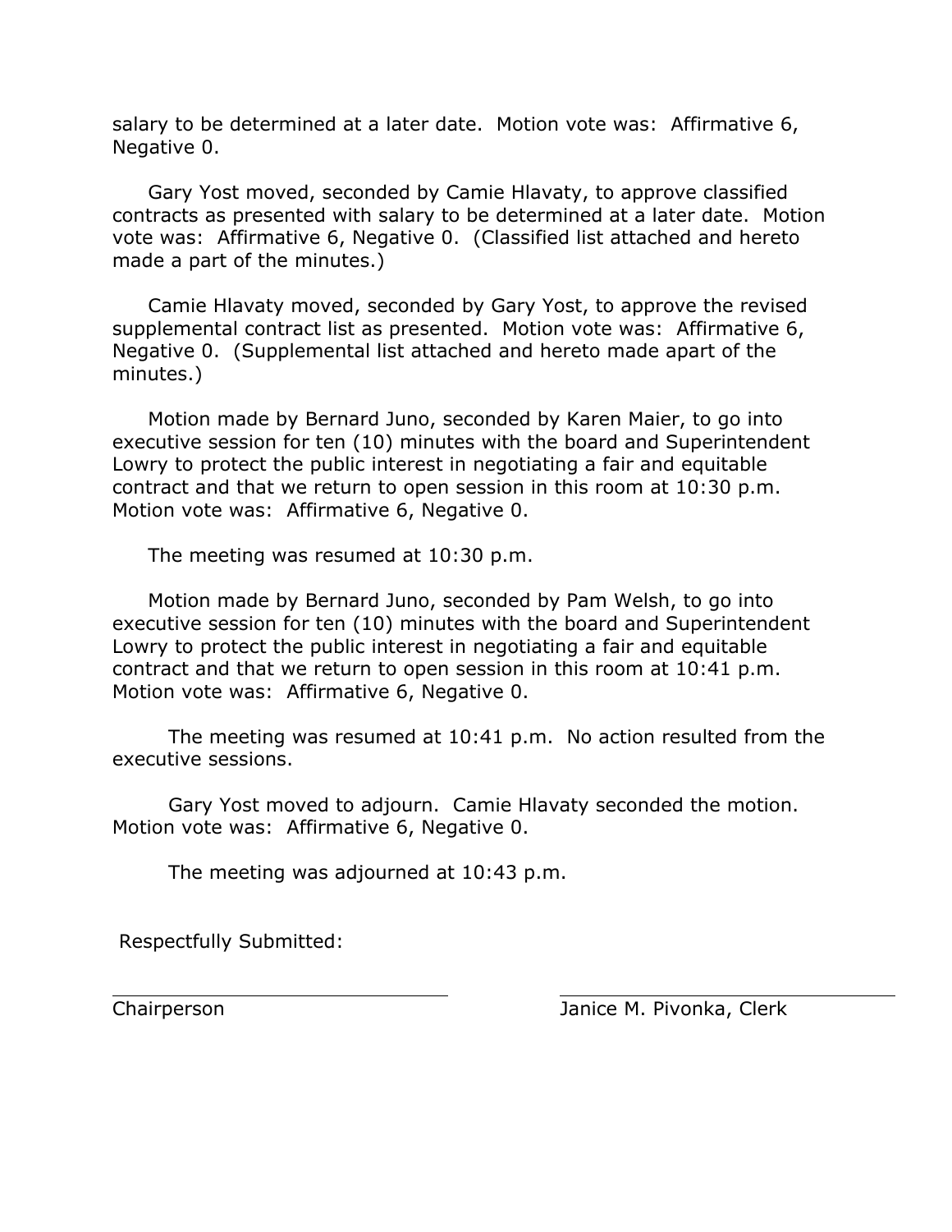salary to be determined at a later date. Motion vote was: Affirmative 6, Negative 0.

Gary Yost moved, seconded by Camie Hlavaty, to approve classified contracts as presented with salary to be determined at a later date. Motion vote was: Affirmative 6, Negative 0. (Classified list attached and hereto made a part of the minutes.)

Camie Hlavaty moved, seconded by Gary Yost, to approve the revised supplemental contract list as presented. Motion vote was: Affirmative 6, Negative 0. (Supplemental list attached and hereto made apart of the minutes.)

Motion made by Bernard Juno, seconded by Karen Maier, to go into executive session for ten (10) minutes with the board and Superintendent Lowry to protect the public interest in negotiating a fair and equitable contract and that we return to open session in this room at 10:30 p.m. Motion vote was: Affirmative 6, Negative 0.

The meeting was resumed at 10:30 p.m.

Motion made by Bernard Juno, seconded by Pam Welsh, to go into executive session for ten (10) minutes with the board and Superintendent Lowry to protect the public interest in negotiating a fair and equitable contract and that we return to open session in this room at 10:41 p.m. Motion vote was: Affirmative 6, Negative 0.

The meeting was resumed at 10:41 p.m. No action resulted from the executive sessions.

Gary Yost moved to adjourn. Camie Hlavaty seconded the motion. Motion vote was: Affirmative 6, Negative 0.

The meeting was adjourned at 10:43 p.m.

Respectfully Submitted:

Chairperson

Janice M. Pivonka, Clerk